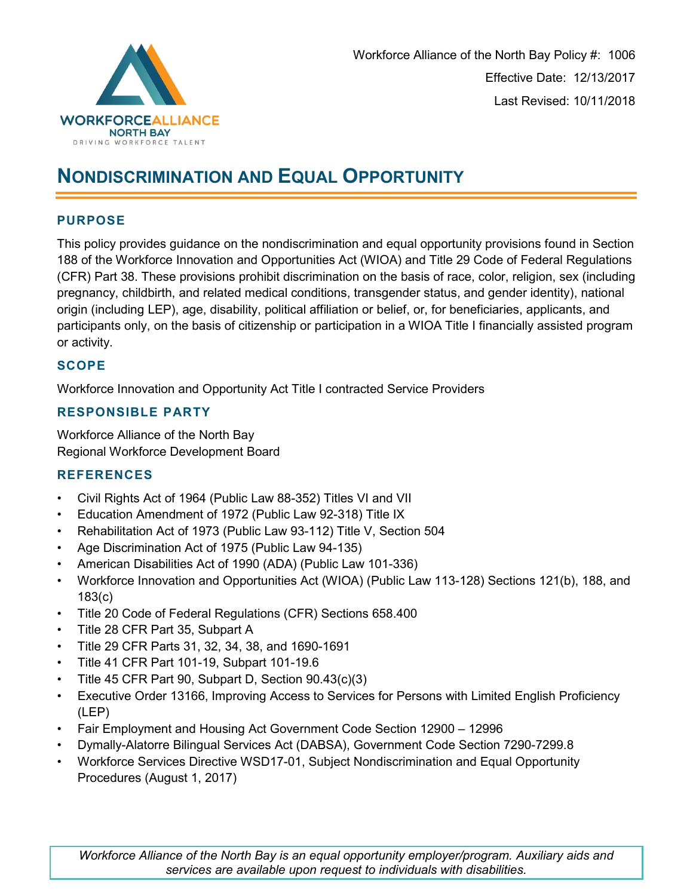Workforce Alliance of the North Bay Policy #: 1006

Effective Date: 12/13/2017

Last Revised: 10/11/2018

# NONDISCRIMINATION AND EQUAL OPPORTUNITY

## PURPOSE

This policy provides guidance on the nondiscrimination and equal opportunity provisions found in Section 188 of the Workforce Innovation and Opportunities Act (WIOA) and Title 29 Code of Federal Regulations (CFR) Part 38. These provisions prohibit discrimination on the basis of race, color, religion, sex (including pregnancy, childbirth, and related medical conditions, transgender status, and gender identity), national origin (including LEP), age, disability, political affiliation or belief, or, for beneficiaries, applicants, and participants only, on the basis of citizenship or participation in a WIOA Title I financially assisted program or activity.

## SCOPE

Workforce Innovation and Opportunity Act Title I contracted Service Providers

## RESPONSIBLE PARTY

Workforce Alliance of the North Bay
Regional Workforce Development Board

## REFERENCES

- Civil Rights Act of 1964 (Public Law 88-352) Titles VI and VII
- Education Amendment of 1972 (Public Law 92-318) Title IX
- Rehabilitation Act of 1973 (Public Law 93-112) Title V, Section 504
- Age Discrimination Act of 1975 (Public Law 94-135)
- American Disabilities Act of 1990 (ADA) (Public Law 101-336)
- Workforce Innovation and Opportunities Act (WIOA) (Public Law 113-128) Sections 121(b), 188, and 183(c)
- Title 20 Code of Federal Regulations (CFR) Sections 658.400
- Title 28 CFR Part 35, Subpart A
- Title 29 CFR Parts 31, 32, 34, 38, and 1690-1691
- Title 41 CFR Part 101-19, Subpart 101-19.6
- Title 45 CFR Part 90, Subpart D, Section 90.43(c)(3)
- Executive Order 13166, Improving Access to Services for Persons with Limited English Proficiency (LEP)
- Fair Employment and Housing Act Government Code Section 12900 – 12996
- Dymally-Alatorre Bilingual Services Act (DABSA), Government Code Section 7290-7299.8
- Workforce Services Directive WSD17-01, Subject Nondiscrimination and Equal Opportunity Procedures (August 1, 2017)

*Workforce Alliance of the North Bay is an equal opportunity employer/program. Auxiliary aids and services are available upon request to individuals with disabilities.*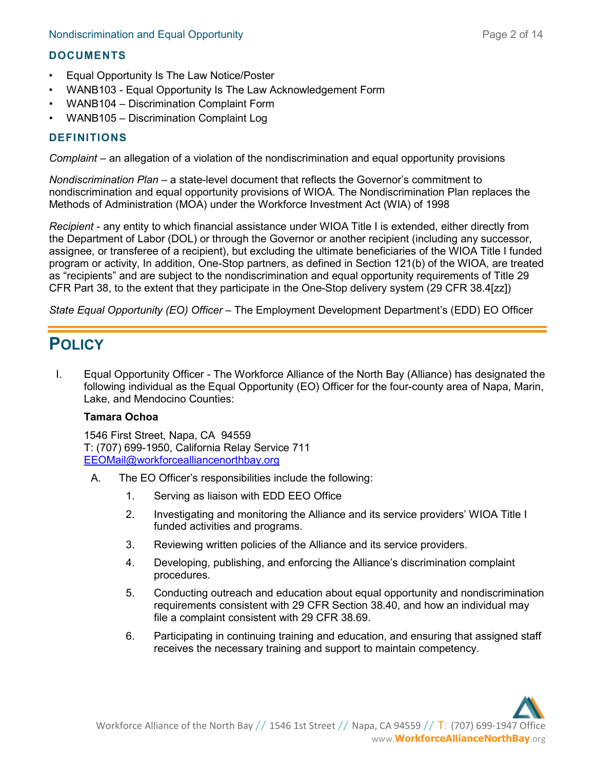## DOCUMENTS

- Equal Opportunity Is The Law Notice/Poster
- WANB103 - Equal Opportunity Is The Law Acknowledgement Form
- WANB104 – Discrimination Complaint Form
- WANB105 – Discrimination Complaint Log

## DEFINITIONS

*Complaint* – an allegation of a violation of the nondiscrimination and equal opportunity provisions

*Nondiscrimination Plan* – a state-level document that reflects the Governor's commitment to nondiscrimination and equal opportunity provisions of WIOA. The Nondiscrimination Plan replaces the Methods of Administration (MOA) under the Workforce Investment Act (WIA) of 1998

*Recipient* - any entity to which financial assistance under WIOA Title I is extended, either directly from the Department of Labor (DOL) or through the Governor or another recipient (including any successor, assignee, or transferee of a recipient), but excluding the ultimate beneficiaries of the WIOA Title I funded program or activity, In addition, One-Stop partners, as defined in Section 121(b) of the WIOA, are treated as "recipients" and are subject to the nondiscrimination and equal opportunity requirements of Title 29 CFR Part 38, to the extent that they participate in the One-Stop delivery system (29 CFR 38.4[zz])

*State Equal Opportunity (EO) Officer* – The Employment Development Department's (EDD) EO Officer

# POLICY

I. Equal Opportunity Officer - The Workforce Alliance of the North Bay (Alliance) has designated the following individual as the Equal Opportunity (EO) Officer for the four-county area of Napa, Marin, Lake, and Mendocino Counties:

   **Tamara Ochoa**

   1546 First Street, Napa, CA 94559
   T: (707) 699-1950, California Relay Service 711
   EEOMail@workforcealliancenorthbay.org

   A. The EO Officer's responsibilities include the following:

      1. Serving as liaison with EDD EEO Office
      2. Investigating and monitoring the Alliance and its service providers' WIOA Title I funded activities and programs.
      3. Reviewing written policies of the Alliance and its service providers.
      4. Developing, publishing, and enforcing the Alliance's discrimination complaint procedures.
      5. Conducting outreach and education about equal opportunity and nondiscrimination requirements consistent with 29 CFR Section 38.40, and how an individual may file a complaint consistent with 29 CFR 38.69.
      6. Participating in continuing training and education, and ensuring that assigned staff receives the necessary training and support to maintain competency.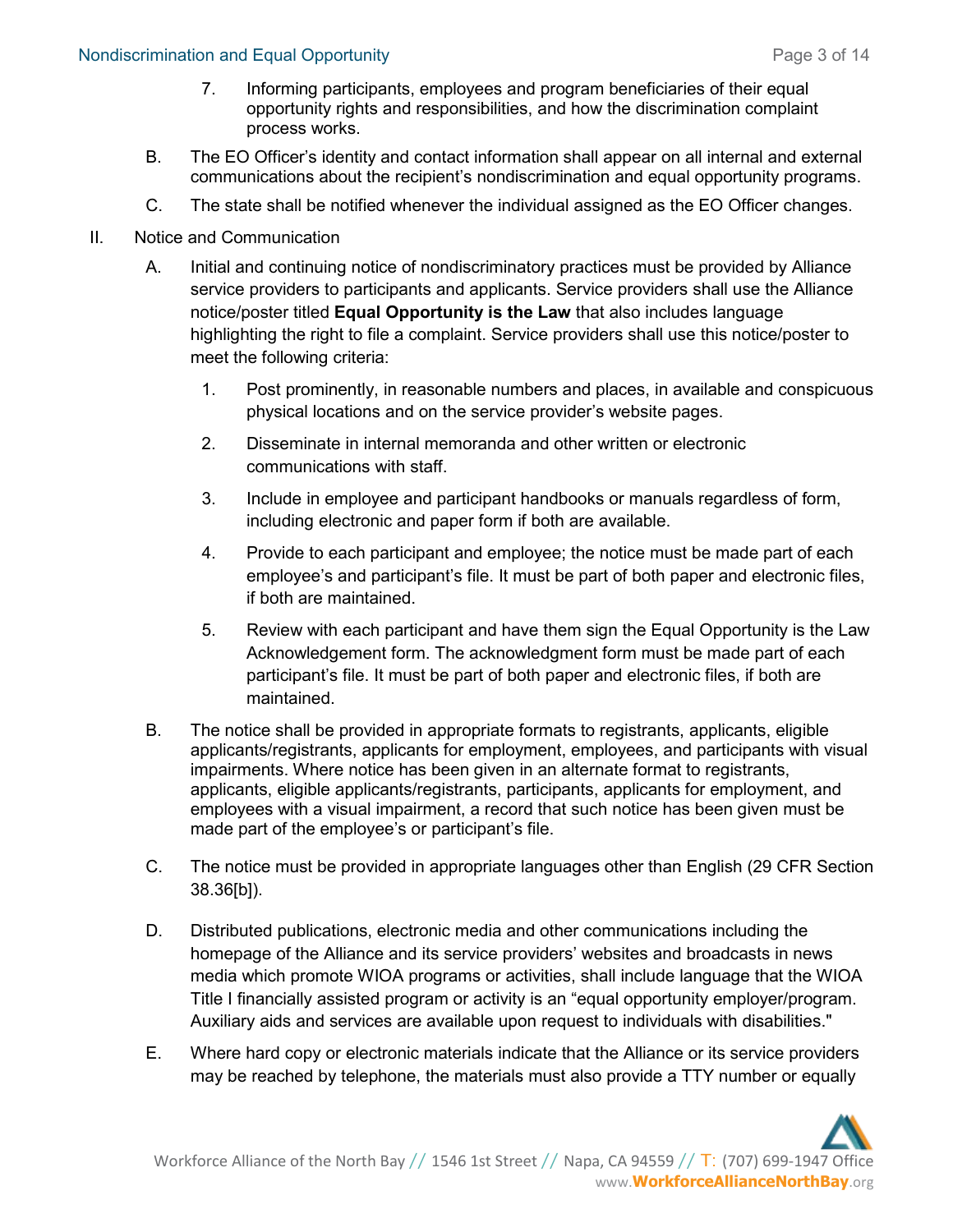7. Informing participants, employees and program beneficiaries of their equal opportunity rights and responsibilities, and how the discrimination complaint process works.

B. The EO Officer's identity and contact information shall appear on all internal and external communications about the recipient's nondiscrimination and equal opportunity programs.

C. The state shall be notified whenever the individual assigned as the EO Officer changes.

II. Notice and Communication

A. Initial and continuing notice of nondiscriminatory practices must be provided by Alliance service providers to participants and applicants. Service providers shall use the Alliance notice/poster titled **Equal Opportunity is the Law** that also includes language highlighting the right to file a complaint. Service providers shall use this notice/poster to meet the following criteria:

1. Post prominently, in reasonable numbers and places, in available and conspicuous physical locations and on the service provider's website pages.

2. Disseminate in internal memoranda and other written or electronic communications with staff.

3. Include in employee and participant handbooks or manuals regardless of form, including electronic and paper form if both are available.

4. Provide to each participant and employee; the notice must be made part of each employee's and participant's file. It must be part of both paper and electronic files, if both are maintained.

5. Review with each participant and have them sign the Equal Opportunity is the Law Acknowledgement form. The acknowledgment form must be made part of each participant's file. It must be part of both paper and electronic files, if both are maintained.

B. The notice shall be provided in appropriate formats to registrants, applicants, eligible applicants/registrants, applicants for employment, employees, and participants with visual impairments. Where notice has been given in an alternate format to registrants, applicants, eligible applicants/registrants, participants, applicants for employment, and employees with a visual impairment, a record that such notice has been given must be made part of the employee's or participant's file.

C. The notice must be provided in appropriate languages other than English (29 CFR Section 38.36[b]).

D. Distributed publications, electronic media and other communications including the homepage of the Alliance and its service providers' websites and broadcasts in news media which promote WIOA programs or activities, shall include language that the WIOA Title I financially assisted program or activity is an "equal opportunity employer/program. Auxiliary aids and services are available upon request to individuals with disabilities."

E. Where hard copy or electronic materials indicate that the Alliance or its service providers may be reached by telephone, the materials must also provide a TTY number or equally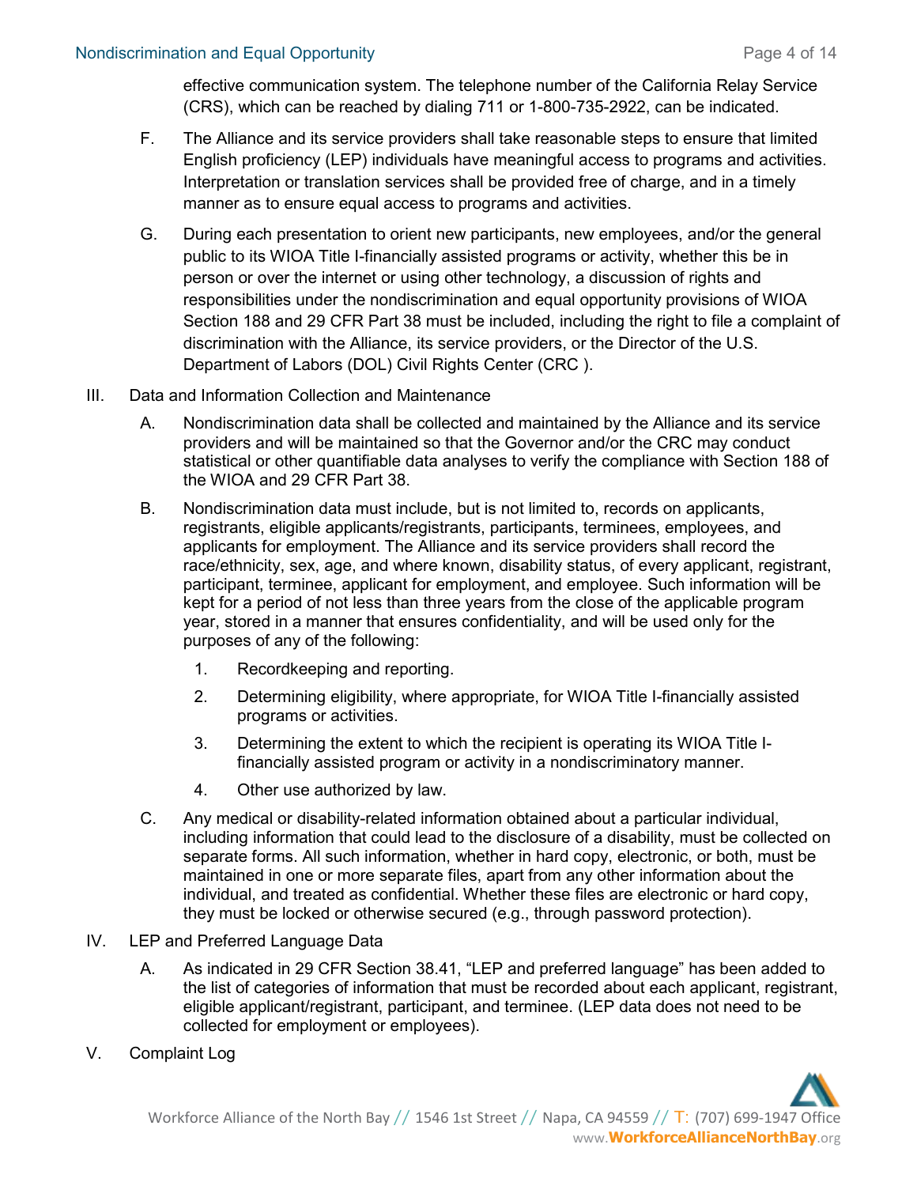effective communication system. The telephone number of the California Relay Service (CRS), which can be reached by dialing 711 or 1-800-735-2922, can be indicated.

F. The Alliance and its service providers shall take reasonable steps to ensure that limited English proficiency (LEP) individuals have meaningful access to programs and activities. Interpretation or translation services shall be provided free of charge, and in a timely manner as to ensure equal access to programs and activities.

G. During each presentation to orient new participants, new employees, and/or the general public to its WIOA Title I-financially assisted programs or activity, whether this be in person or over the internet or using other technology, a discussion of rights and responsibilities under the nondiscrimination and equal opportunity provisions of WIOA Section 188 and 29 CFR Part 38 must be included, including the right to file a complaint of discrimination with the Alliance, its service providers, or the Director of the U.S. Department of Labors (DOL) Civil Rights Center (CRC ).

III. Data and Information Collection and Maintenance

A. Nondiscrimination data shall be collected and maintained by the Alliance and its service providers and will be maintained so that the Governor and/or the CRC may conduct statistical or other quantifiable data analyses to verify the compliance with Section 188 of the WIOA and 29 CFR Part 38.

B. Nondiscrimination data must include, but is not limited to, records on applicants, registrants, eligible applicants/registrants, participants, terminees, employees, and applicants for employment. The Alliance and its service providers shall record the race/ethnicity, sex, age, and where known, disability status, of every applicant, registrant, participant, terminee, applicant for employment, and employee. Such information will be kept for a period of not less than three years from the close of the applicable program year, stored in a manner that ensures confidentiality, and will be used only for the purposes of any of the following:

1. Recordkeeping and reporting.
2. Determining eligibility, where appropriate, for WIOA Title I-financially assisted programs or activities.
3. Determining the extent to which the recipient is operating its WIOA Title I-financially assisted program or activity in a nondiscriminatory manner.
4. Other use authorized by law.

C. Any medical or disability-related information obtained about a particular individual, including information that could lead to the disclosure of a disability, must be collected on separate forms. All such information, whether in hard copy, electronic, or both, must be maintained in one or more separate files, apart from any other information about the individual, and treated as confidential. Whether these files are electronic or hard copy, they must be locked or otherwise secured (e.g., through password protection).

IV. LEP and Preferred Language Data

A. As indicated in 29 CFR Section 38.41, "LEP and preferred language" has been added to the list of categories of information that must be recorded about each applicant, registrant, eligible applicant/registrant, participant, and terminee. (LEP data does not need to be collected for employment or employees).

V. Complaint Log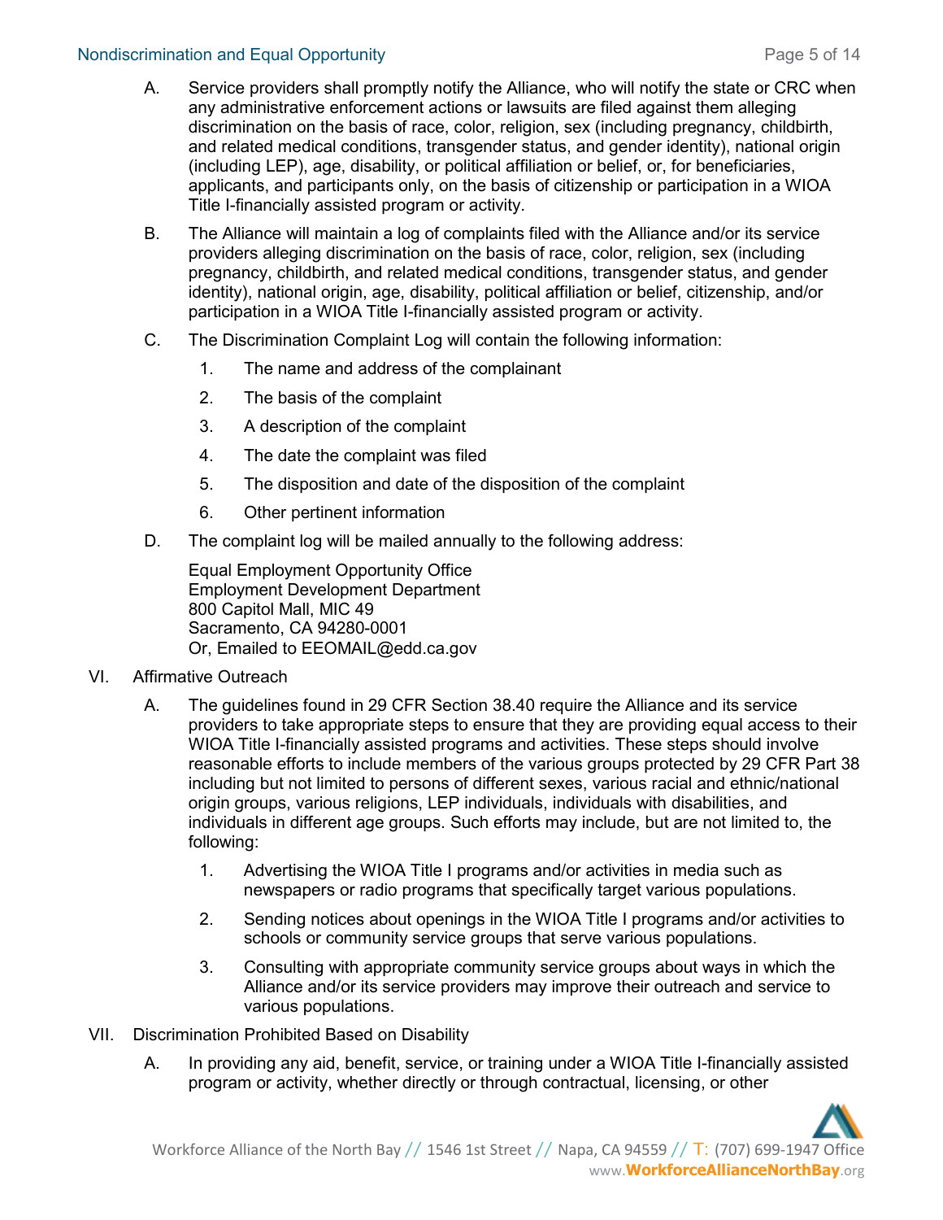A. Service providers shall promptly notify the Alliance, who will notify the state or CRC when any administrative enforcement actions or lawsuits are filed against them alleging discrimination on the basis of race, color, religion, sex (including pregnancy, childbirth, and related medical conditions, transgender status, and gender identity), national origin (including LEP), age, disability, or political affiliation or belief, or, for beneficiaries, applicants, and participants only, on the basis of citizenship or participation in a WIOA Title I-financially assisted program or activity.

B. The Alliance will maintain a log of complaints filed with the Alliance and/or its service providers alleging discrimination on the basis of race, color, religion, sex (including pregnancy, childbirth, and related medical conditions, transgender status, and gender identity), national origin, age, disability, political affiliation or belief, citizenship, and/or participation in a WIOA Title I-financially assisted program or activity.

C. The Discrimination Complaint Log will contain the following information:

1. The name and address of the complainant
2. The basis of the complaint
3. A description of the complaint
4. The date the complaint was filed
5. The disposition and date of the disposition of the complaint
6. Other pertinent information

D. The complaint log will be mailed annually to the following address:

Equal Employment Opportunity Office
Employment Development Department
800 Capitol Mall, MIC 49
Sacramento, CA 94280-0001
Or, Emailed to EEOMAIL@edd.ca.gov

VI. Affirmative Outreach

A. The guidelines found in 29 CFR Section 38.40 require the Alliance and its service providers to take appropriate steps to ensure that they are providing equal access to their WIOA Title I-financially assisted programs and activities. These steps should involve reasonable efforts to include members of the various groups protected by 29 CFR Part 38 including but not limited to persons of different sexes, various racial and ethnic/national origin groups, various religions, LEP individuals, individuals with disabilities, and individuals in different age groups. Such efforts may include, but are not limited to, the following:

1. Advertising the WIOA Title I programs and/or activities in media such as newspapers or radio programs that specifically target various populations.
2. Sending notices about openings in the WIOA Title I programs and/or activities to schools or community service groups that serve various populations.
3. Consulting with appropriate community service groups about ways in which the Alliance and/or its service providers may improve their outreach and service to various populations.

VII. Discrimination Prohibited Based on Disability

A. In providing any aid, benefit, service, or training under a WIOA Title I-financially assisted program or activity, whether directly or through contractual, licensing, or other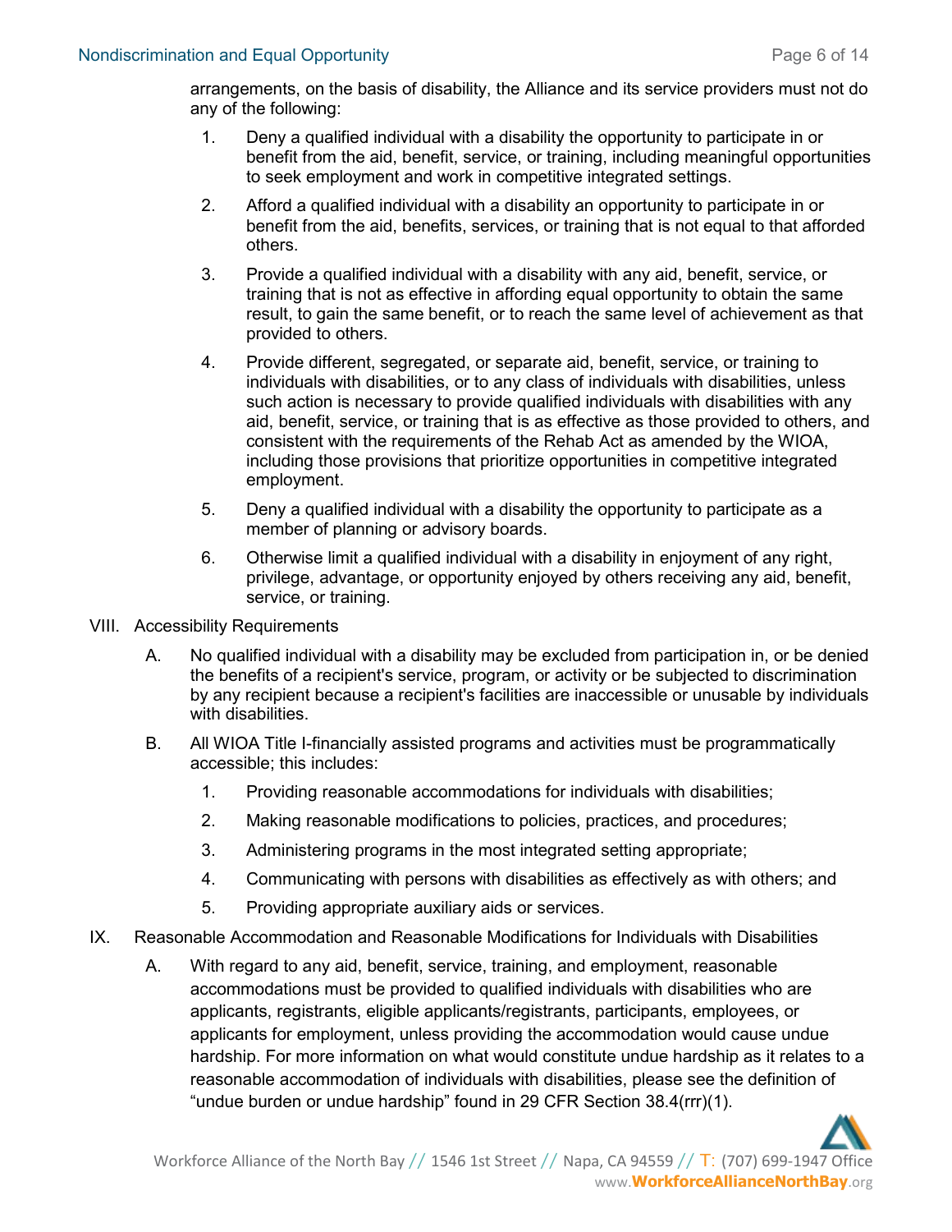arrangements, on the basis of disability, the Alliance and its service providers must not do any of the following:

1. Deny a qualified individual with a disability the opportunity to participate in or benefit from the aid, benefit, service, or training, including meaningful opportunities to seek employment and work in competitive integrated settings.
2. Afford a qualified individual with a disability an opportunity to participate in or benefit from the aid, benefits, services, or training that is not equal to that afforded others.
3. Provide a qualified individual with a disability with any aid, benefit, service, or training that is not as effective in affording equal opportunity to obtain the same result, to gain the same benefit, or to reach the same level of achievement as that provided to others.
4. Provide different, segregated, or separate aid, benefit, service, or training to individuals with disabilities, or to any class of individuals with disabilities, unless such action is necessary to provide qualified individuals with disabilities with any aid, benefit, service, or training that is as effective as those provided to others, and consistent with the requirements of the Rehab Act as amended by the WIOA, including those provisions that prioritize opportunities in competitive integrated employment.
5. Deny a qualified individual with a disability the opportunity to participate as a member of planning or advisory boards.
6. Otherwise limit a qualified individual with a disability in enjoyment of any right, privilege, advantage, or opportunity enjoyed by others receiving any aid, benefit, service, or training.

VIII. Accessibility Requirements

A. No qualified individual with a disability may be excluded from participation in, or be denied the benefits of a recipient's service, program, or activity or be subjected to discrimination by any recipient because a recipient's facilities are inaccessible or unusable by individuals with disabilities.

B. All WIOA Title I-financially assisted programs and activities must be programmatically accessible; this includes:

1. Providing reasonable accommodations for individuals with disabilities;
2. Making reasonable modifications to policies, practices, and procedures;
3. Administering programs in the most integrated setting appropriate;
4. Communicating with persons with disabilities as effectively as with others; and
5. Providing appropriate auxiliary aids or services.

IX. Reasonable Accommodation and Reasonable Modifications for Individuals with Disabilities

A. With regard to any aid, benefit, service, training, and employment, reasonable accommodations must be provided to qualified individuals with disabilities who are applicants, registrants, eligible applicants/registrants, participants, employees, or applicants for employment, unless providing the accommodation would cause undue hardship. For more information on what would constitute undue hardship as it relates to a reasonable accommodation of individuals with disabilities, please see the definition of "undue burden or undue hardship" found in 29 CFR Section 38.4(rrr)(1).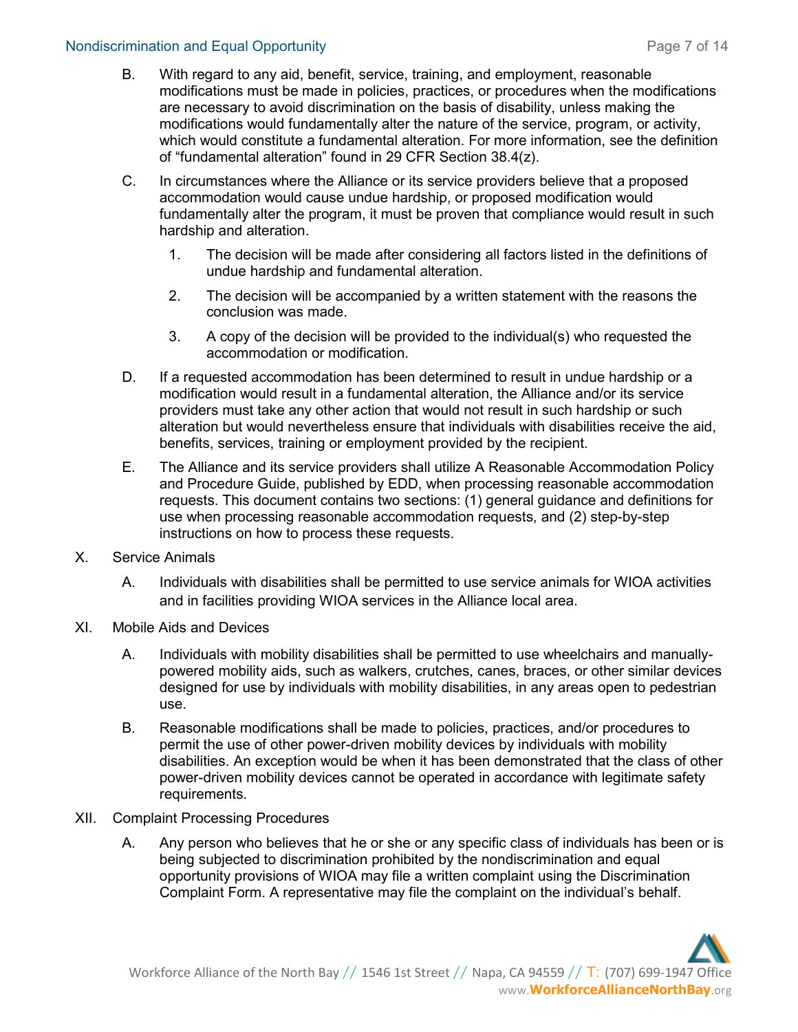B. With regard to any aid, benefit, service, training, and employment, reasonable modifications must be made in policies, practices, or procedures when the modifications are necessary to avoid discrimination on the basis of disability, unless making the modifications would fundamentally alter the nature of the service, program, or activity, which would constitute a fundamental alteration. For more information, see the definition of “fundamental alteration” found in 29 CFR Section 38.4(z).

C. In circumstances where the Alliance or its service providers believe that a proposed accommodation would cause undue hardship, or proposed modification would fundamentally alter the program, it must be proven that compliance would result in such hardship and alteration.

   1. The decision will be made after considering all factors listed in the definitions of undue hardship and fundamental alteration.

   2. The decision will be accompanied by a written statement with the reasons the conclusion was made.

   3. A copy of the decision will be provided to the individual(s) who requested the accommodation or modification.

D. If a requested accommodation has been determined to result in undue hardship or a modification would result in a fundamental alteration, the Alliance and/or its service providers must take any other action that would not result in such hardship or such alteration but would nevertheless ensure that individuals with disabilities receive the aid, benefits, services, training or employment provided by the recipient.

E. The Alliance and its service providers shall utilize A Reasonable Accommodation Policy and Procedure Guide, published by EDD, when processing reasonable accommodation requests. This document contains two sections: (1) general guidance and definitions for use when processing reasonable accommodation requests, and (2) step-by-step instructions on how to process these requests.

X. Service Animals

   A. Individuals with disabilities shall be permitted to use service animals for WIOA activities and in facilities providing WIOA services in the Alliance local area.

XI. Mobile Aids and Devices

   A. Individuals with mobility disabilities shall be permitted to use wheelchairs and manually-powered mobility aids, such as walkers, crutches, canes, braces, or other similar devices designed for use by individuals with mobility disabilities, in any areas open to pedestrian use.

   B. Reasonable modifications shall be made to policies, practices, and/or procedures to permit the use of other power-driven mobility devices by individuals with mobility disabilities. An exception would be when it has been demonstrated that the class of other power-driven mobility devices cannot be operated in accordance with legitimate safety requirements.

XII. Complaint Processing Procedures

   A. Any person who believes that he or she or any specific class of individuals has been or is being subjected to discrimination prohibited by the nondiscrimination and equal opportunity provisions of WIOA may file a written complaint using the Discrimination Complaint Form. A representative may file the complaint on the individual’s behalf.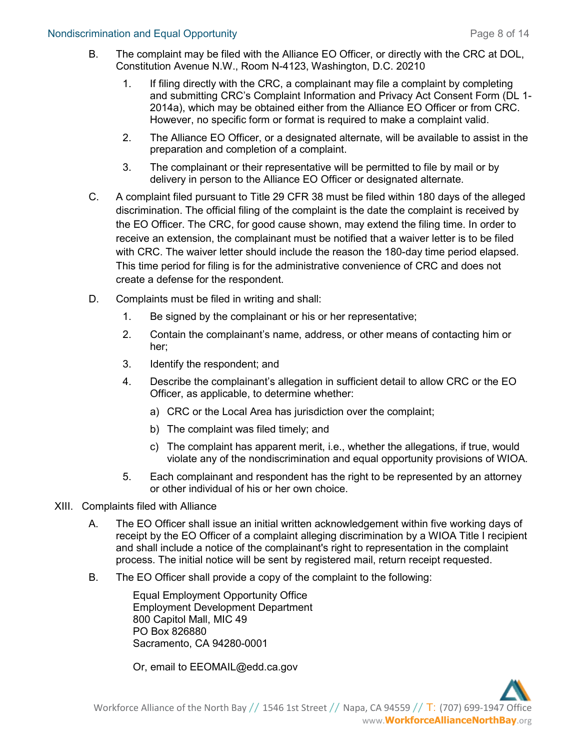B. The complaint may be filed with the Alliance EO Officer, or directly with the CRC at DOL, Constitution Avenue N.W., Room N-4123, Washington, D.C. 20210

   1. If filing directly with the CRC, a complainant may file a complaint by completing and submitting CRC's Complaint Information and Privacy Act Consent Form (DL 1-2014a), which may be obtained either from the Alliance EO Officer or from CRC. However, no specific form or format is required to make a complaint valid.

   2. The Alliance EO Officer, or a designated alternate, will be available to assist in the preparation and completion of a complaint.

   3. The complainant or their representative will be permitted to file by mail or by delivery in person to the Alliance EO Officer or designated alternate.

C. A complaint filed pursuant to Title 29 CFR 38 must be filed within 180 days of the alleged discrimination. The official filing of the complaint is the date the complaint is received by the EO Officer. The CRC, for good cause shown, may extend the filing time. In order to receive an extension, the complainant must be notified that a waiver letter is to be filed with CRC. The waiver letter should include the reason the 180-day time period elapsed. This time period for filing is for the administrative convenience of CRC and does not create a defense for the respondent.

D. Complaints must be filed in writing and shall:

   1. Be signed by the complainant or his or her representative;

   2. Contain the complainant's name, address, or other means of contacting him or her;

   3. Identify the respondent; and

   4. Describe the complainant's allegation in sufficient detail to allow CRC or the EO Officer, as applicable, to determine whether:

      a) CRC or the Local Area has jurisdiction over the complaint;

      b) The complaint was filed timely; and

      c) The complaint has apparent merit, i.e., whether the allegations, if true, would violate any of the nondiscrimination and equal opportunity provisions of WIOA.

   5. Each complainant and respondent has the right to be represented by an attorney or other individual of his or her own choice.

XIII. Complaints filed with Alliance

A. The EO Officer shall issue an initial written acknowledgement within five working days of receipt by the EO Officer of a complaint alleging discrimination by a WIOA Title I recipient and shall include a notice of the complainant's right to representation in the complaint process. The initial notice will be sent by registered mail, return receipt requested.

B. The EO Officer shall provide a copy of the complaint to the following:

   Equal Employment Opportunity Office
   Employment Development Department
   800 Capitol Mall, MIC 49
   PO Box 826880
   Sacramento, CA 94280-0001

   Or, email to EEOMAIL@edd.ca.gov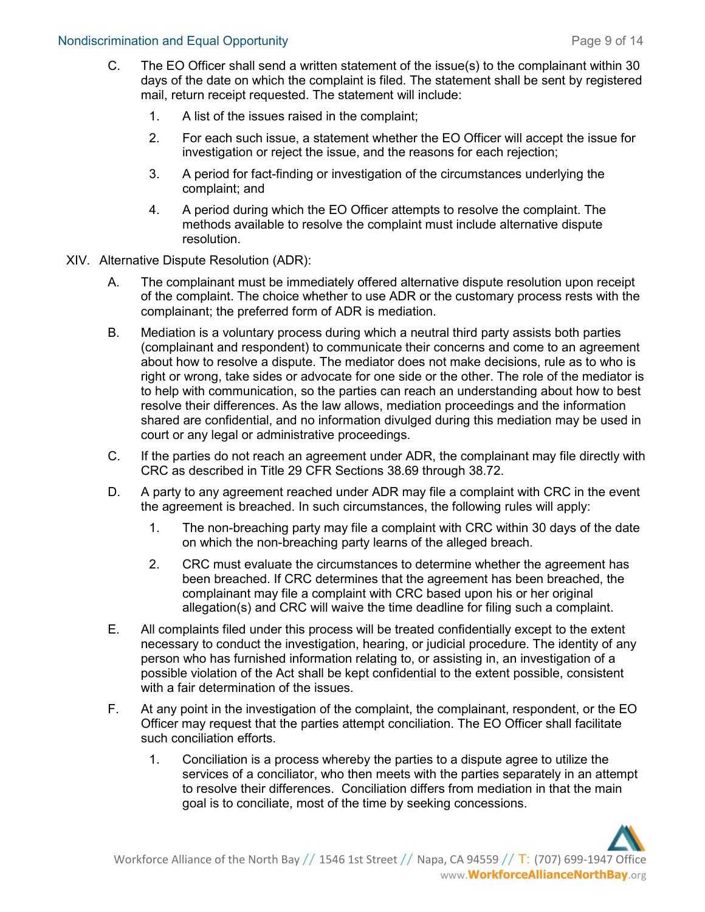C. The EO Officer shall send a written statement of the issue(s) to the complainant within 30 days of the date on which the complaint is filed. The statement shall be sent by registered mail, return receipt requested. The statement will include:

1. A list of the issues raised in the complaint;
2. For each such issue, a statement whether the EO Officer will accept the issue for investigation or reject the issue, and the reasons for each rejection;
3. A period for fact-finding or investigation of the circumstances underlying the complaint; and
4. A period during which the EO Officer attempts to resolve the complaint. The methods available to resolve the complaint must include alternative dispute resolution.

XIV. Alternative Dispute Resolution (ADR):

A. The complainant must be immediately offered alternative dispute resolution upon receipt of the complaint. The choice whether to use ADR or the customary process rests with the complainant; the preferred form of ADR is mediation.

B. Mediation is a voluntary process during which a neutral third party assists both parties (complainant and respondent) to communicate their concerns and come to an agreement about how to resolve a dispute. The mediator does not make decisions, rule as to who is right or wrong, take sides or advocate for one side or the other. The role of the mediator is to help with communication, so the parties can reach an understanding about how to best resolve their differences. As the law allows, mediation proceedings and the information shared are confidential, and no information divulged during this mediation may be used in court or any legal or administrative proceedings.

C. If the parties do not reach an agreement under ADR, the complainant may file directly with CRC as described in Title 29 CFR Sections 38.69 through 38.72.

D. A party to any agreement reached under ADR may file a complaint with CRC in the event the agreement is breached. In such circumstances, the following rules will apply:

1. The non-breaching party may file a complaint with CRC within 30 days of the date on which the non-breaching party learns of the alleged breach.
2. CRC must evaluate the circumstances to determine whether the agreement has been breached. If CRC determines that the agreement has been breached, the complainant may file a complaint with CRC based upon his or her original allegation(s) and CRC will waive the time deadline for filing such a complaint.

E. All complaints filed under this process will be treated confidentially except to the extent necessary to conduct the investigation, hearing, or judicial procedure. The identity of any person who has furnished information relating to, or assisting in, an investigation of a possible violation of the Act shall be kept confidential to the extent possible, consistent with a fair determination of the issues.

F. At any point in the investigation of the complaint, the complainant, respondent, or the EO Officer may request that the parties attempt conciliation. The EO Officer shall facilitate such conciliation efforts.

1. Conciliation is a process whereby the parties to a dispute agree to utilize the services of a conciliator, who then meets with the parties separately in an attempt to resolve their differences. Conciliation differs from mediation in that the main goal is to conciliate, most of the time by seeking concessions.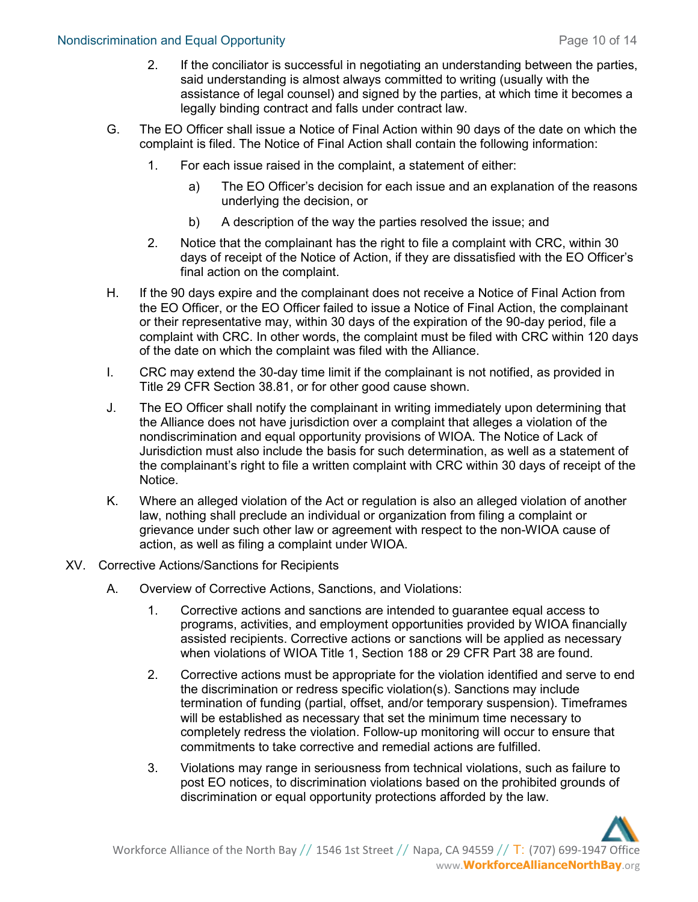2. If the conciliator is successful in negotiating an understanding between the parties, said understanding is almost always committed to writing (usually with the assistance of legal counsel) and signed by the parties, at which time it becomes a legally binding contract and falls under contract law.

G. The EO Officer shall issue a Notice of Final Action within 90 days of the date on which the complaint is filed. The Notice of Final Action shall contain the following information:

   1. For each issue raised in the complaint, a statement of either:

      a) The EO Officer's decision for each issue and an explanation of the reasons underlying the decision, or

      b) A description of the way the parties resolved the issue; and

   2. Notice that the complainant has the right to file a complaint with CRC, within 30 days of receipt of the Notice of Action, if they are dissatisfied with the EO Officer's final action on the complaint.

H. If the 90 days expire and the complainant does not receive a Notice of Final Action from the EO Officer, or the EO Officer failed to issue a Notice of Final Action, the complainant or their representative may, within 30 days of the expiration of the 90-day period, file a complaint with CRC. In other words, the complaint must be filed with CRC within 120 days of the date on which the complaint was filed with the Alliance.

I. CRC may extend the 30-day time limit if the complainant is not notified, as provided in Title 29 CFR Section 38.81, or for other good cause shown.

J. The EO Officer shall notify the complainant in writing immediately upon determining that the Alliance does not have jurisdiction over a complaint that alleges a violation of the nondiscrimination and equal opportunity provisions of WIOA. The Notice of Lack of Jurisdiction must also include the basis for such determination, as well as a statement of the complainant's right to file a written complaint with CRC within 30 days of receipt of the Notice.

K. Where an alleged violation of the Act or regulation is also an alleged violation of another law, nothing shall preclude an individual or organization from filing a complaint or grievance under such other law or agreement with respect to the non-WIOA cause of action, as well as filing a complaint under WIOA.

XV. Corrective Actions/Sanctions for Recipients

A. Overview of Corrective Actions, Sanctions, and Violations:

   1. Corrective actions and sanctions are intended to guarantee equal access to programs, activities, and employment opportunities provided by WIOA financially assisted recipients. Corrective actions or sanctions will be applied as necessary when violations of WIOA Title 1, Section 188 or 29 CFR Part 38 are found.

   2. Corrective actions must be appropriate for the violation identified and serve to end the discrimination or redress specific violation(s). Sanctions may include termination of funding (partial, offset, and/or temporary suspension). Timeframes will be established as necessary that set the minimum time necessary to completely redress the violation. Follow-up monitoring will occur to ensure that commitments to take corrective and remedial actions are fulfilled.

   3. Violations may range in seriousness from technical violations, such as failure to post EO notices, to discrimination violations based on the prohibited grounds of discrimination or equal opportunity protections afforded by the law.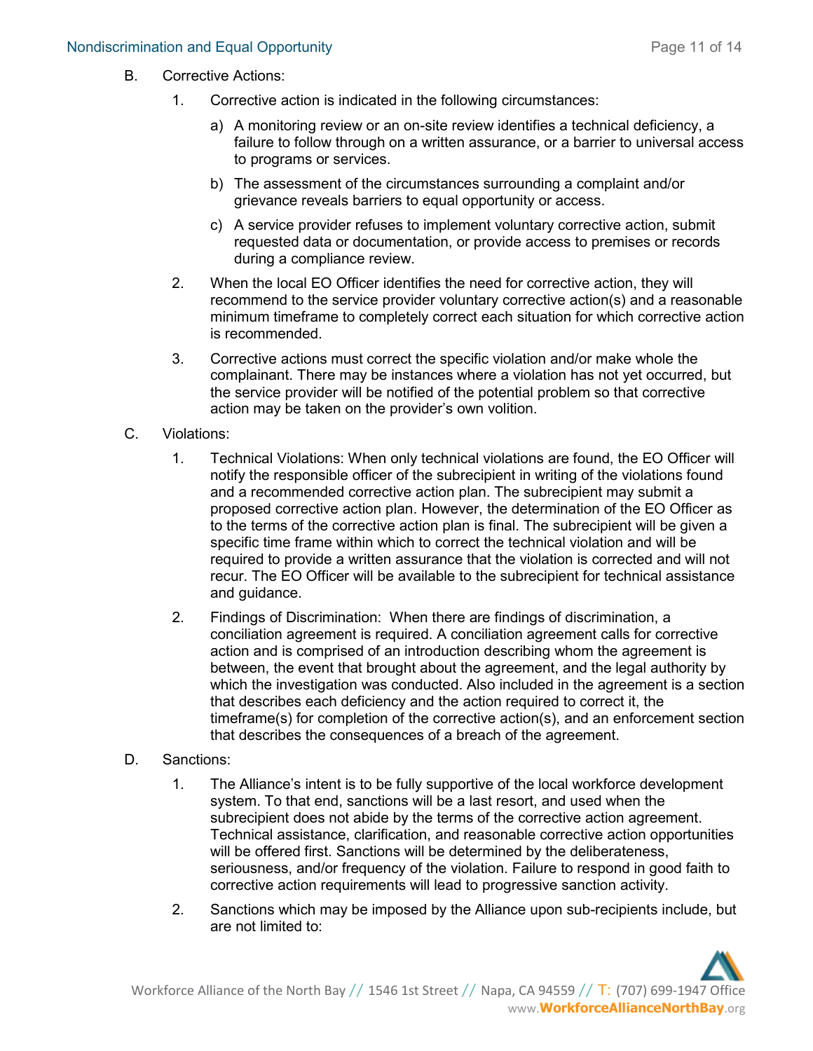B. Corrective Actions:

1. Corrective action is indicated in the following circumstances:

    a) A monitoring review or an on-site review identifies a technical deficiency, a failure to follow through on a written assurance, or a barrier to universal access to programs or services.

    b) The assessment of the circumstances surrounding a complaint and/or grievance reveals barriers to equal opportunity or access.

    c) A service provider refuses to implement voluntary corrective action, submit requested data or documentation, or provide access to premises or records during a compliance review.

2. When the local EO Officer identifies the need for corrective action, they will recommend to the service provider voluntary corrective action(s) and a reasonable minimum timeframe to completely correct each situation for which corrective action is recommended.

3. Corrective actions must correct the specific violation and/or make whole the complainant. There may be instances where a violation has not yet occurred, but the service provider will be notified of the potential problem so that corrective action may be taken on the provider's own volition.

C. Violations:

1. Technical Violations: When only technical violations are found, the EO Officer will notify the responsible officer of the subrecipient in writing of the violations found and a recommended corrective action plan. The subrecipient may submit a proposed corrective action plan. However, the determination of the EO Officer as to the terms of the corrective action plan is final. The subrecipient will be given a specific time frame within which to correct the technical violation and will be required to provide a written assurance that the violation is corrected and will not recur. The EO Officer will be available to the subrecipient for technical assistance and guidance.

2. Findings of Discrimination: When there are findings of discrimination, a conciliation agreement is required. A conciliation agreement calls for corrective action and is comprised of an introduction describing whom the agreement is between, the event that brought about the agreement, and the legal authority by which the investigation was conducted. Also included in the agreement is a section that describes each deficiency and the action required to correct it, the timeframe(s) for completion of the corrective action(s), and an enforcement section that describes the consequences of a breach of the agreement.

D. Sanctions:

1. The Alliance's intent is to be fully supportive of the local workforce development system. To that end, sanctions will be a last resort, and used when the subrecipient does not abide by the terms of the corrective action agreement. Technical assistance, clarification, and reasonable corrective action opportunities will be offered first. Sanctions will be determined by the deliberateness, seriousness, and/or frequency of the violation. Failure to respond in good faith to corrective action requirements will lead to progressive sanction activity.

2. Sanctions which may be imposed by the Alliance upon sub-recipients include, but are not limited to: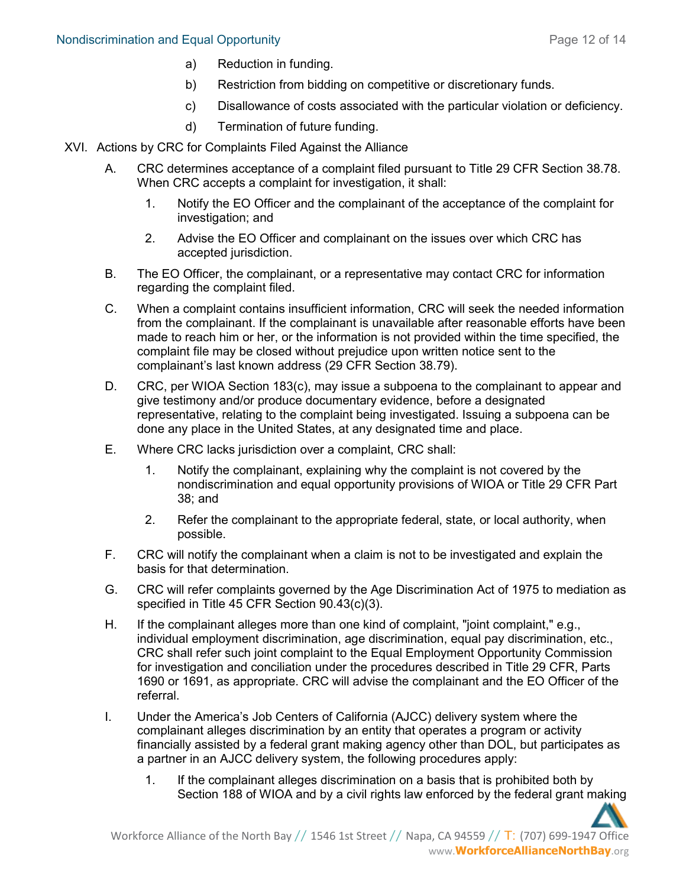a) Reduction in funding.

   b) Restriction from bidding on competitive or discretionary funds.

   c) Disallowance of costs associated with the particular violation or deficiency.

   d) Termination of future funding.

XVI. Actions by CRC for Complaints Filed Against the Alliance

A. CRC determines acceptance of a complaint filed pursuant to Title 29 CFR Section 38.78. When CRC accepts a complaint for investigation, it shall:

   1. Notify the EO Officer and the complainant of the acceptance of the complaint for investigation; and

   2. Advise the EO Officer and complainant on the issues over which CRC has accepted jurisdiction.

B. The EO Officer, the complainant, or a representative may contact CRC for information regarding the complaint filed.

C. When a complaint contains insufficient information, CRC will seek the needed information from the complainant. If the complainant is unavailable after reasonable efforts have been made to reach him or her, or the information is not provided within the time specified, the complaint file may be closed without prejudice upon written notice sent to the complainant's last known address (29 CFR Section 38.79).

D. CRC, per WIOA Section 183(c), may issue a subpoena to the complainant to appear and give testimony and/or produce documentary evidence, before a designated representative, relating to the complaint being investigated. Issuing a subpoena can be done any place in the United States, at any designated time and place.

E. Where CRC lacks jurisdiction over a complaint, CRC shall:

   1. Notify the complainant, explaining why the complaint is not covered by the nondiscrimination and equal opportunity provisions of WIOA or Title 29 CFR Part 38; and

   2. Refer the complainant to the appropriate federal, state, or local authority, when possible.

F. CRC will notify the complainant when a claim is not to be investigated and explain the basis for that determination.

G. CRC will refer complaints governed by the Age Discrimination Act of 1975 to mediation as specified in Title 45 CFR Section 90.43(c)(3).

H. If the complainant alleges more than one kind of complaint, "joint complaint," e.g., individual employment discrimination, age discrimination, equal pay discrimination, etc., CRC shall refer such joint complaint to the Equal Employment Opportunity Commission for investigation and conciliation under the procedures described in Title 29 CFR, Parts 1690 or 1691, as appropriate. CRC will advise the complainant and the EO Officer of the referral.

I. Under the America's Job Centers of California (AJCC) delivery system where the complainant alleges discrimination by an entity that operates a program or activity financially assisted by a federal grant making agency other than DOL, but participates as a partner in an AJCC delivery system, the following procedures apply:

   1. If the complainant alleges discrimination on a basis that is prohibited both by Section 188 of WIOA and by a civil rights law enforced by the federal grant making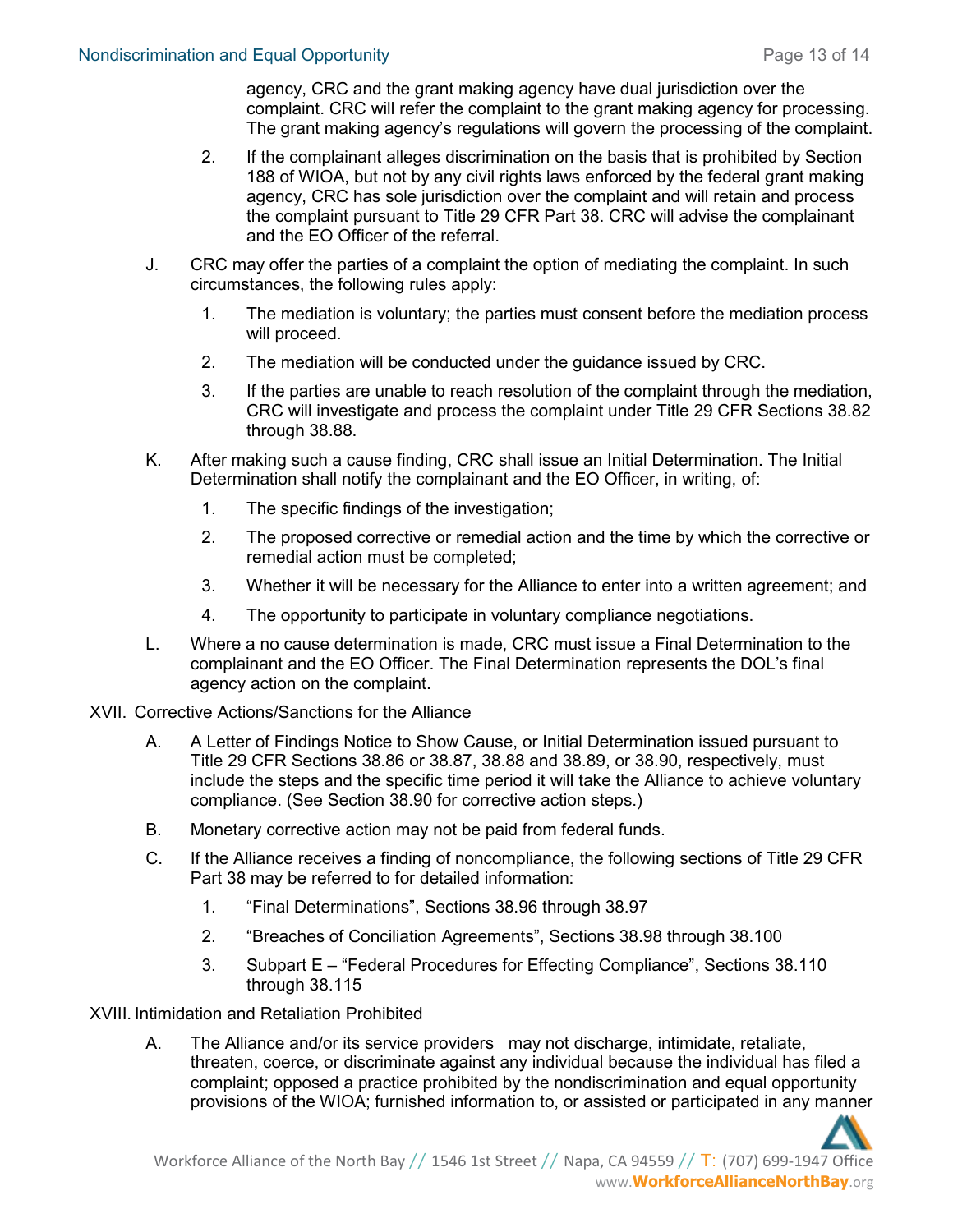agency, CRC and the grant making agency have dual jurisdiction over the complaint. CRC will refer the complaint to the grant making agency for processing. The grant making agency's regulations will govern the processing of the complaint.

2. If the complainant alleges discrimination on the basis that is prohibited by Section 188 of WIOA, but not by any civil rights laws enforced by the federal grant making agency, CRC has sole jurisdiction over the complaint and will retain and process the complaint pursuant to Title 29 CFR Part 38. CRC will advise the complainant and the EO Officer of the referral.

J. CRC may offer the parties of a complaint the option of mediating the complaint. In such circumstances, the following rules apply:

   1. The mediation is voluntary; the parties must consent before the mediation process will proceed.
   2. The mediation will be conducted under the guidance issued by CRC.
   3. If the parties are unable to reach resolution of the complaint through the mediation, CRC will investigate and process the complaint under Title 29 CFR Sections 38.82 through 38.88.

K. After making such a cause finding, CRC shall issue an Initial Determination. The Initial Determination shall notify the complainant and the EO Officer, in writing, of:

   1. The specific findings of the investigation;
   2. The proposed corrective or remedial action and the time by which the corrective or remedial action must be completed;
   3. Whether it will be necessary for the Alliance to enter into a written agreement; and
   4. The opportunity to participate in voluntary compliance negotiations.

L. Where a no cause determination is made, CRC must issue a Final Determination to the complainant and the EO Officer. The Final Determination represents the DOL's final agency action on the complaint.

XVII. Corrective Actions/Sanctions for the Alliance

A. A Letter of Findings Notice to Show Cause, or Initial Determination issued pursuant to Title 29 CFR Sections 38.86 or 38.87, 38.88 and 38.89, or 38.90, respectively, must include the steps and the specific time period it will take the Alliance to achieve voluntary compliance. (See Section 38.90 for corrective action steps.)

B. Monetary corrective action may not be paid from federal funds.

C. If the Alliance receives a finding of noncompliance, the following sections of Title 29 CFR Part 38 may be referred to for detailed information:

   1. "Final Determinations", Sections 38.96 through 38.97
   2. "Breaches of Conciliation Agreements", Sections 38.98 through 38.100
   3. Subpart E – "Federal Procedures for Effecting Compliance", Sections 38.110 through 38.115

XVIII. Intimidation and Retaliation Prohibited

A. The Alliance and/or its service providers may not discharge, intimidate, retaliate, threaten, coerce, or discriminate against any individual because the individual has filed a complaint; opposed a practice prohibited by the nondiscrimination and equal opportunity provisions of the WIOA; furnished information to, or assisted or participated in any manner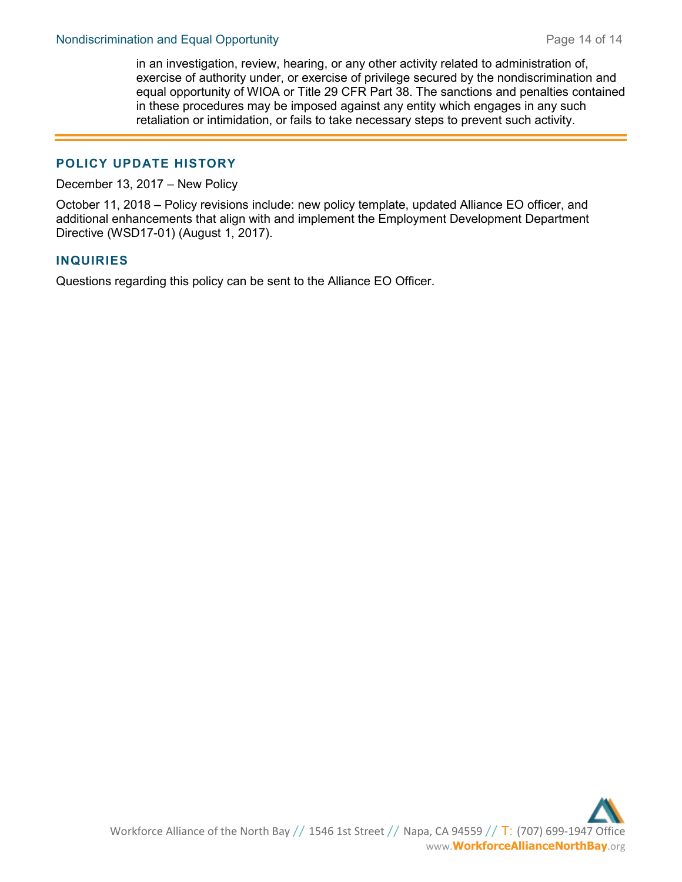in an investigation, review, hearing, or any other activity related to administration of, exercise of authority under, or exercise of privilege secured by the nondiscrimination and equal opportunity of WIOA or Title 29 CFR Part 38. The sanctions and penalties contained in these procedures may be imposed against any entity which engages in any such retaliation or intimidation, or fails to take necessary steps to prevent such activity.

## POLICY UPDATE HISTORY

December 13, 2017 – New Policy

October 11, 2018 – Policy revisions include: new policy template, updated Alliance EO officer, and additional enhancements that align with and implement the Employment Development Department Directive (WSD17-01) (August 1, 2017).

## INQUIRIES

Questions regarding this policy can be sent to the Alliance EO Officer.